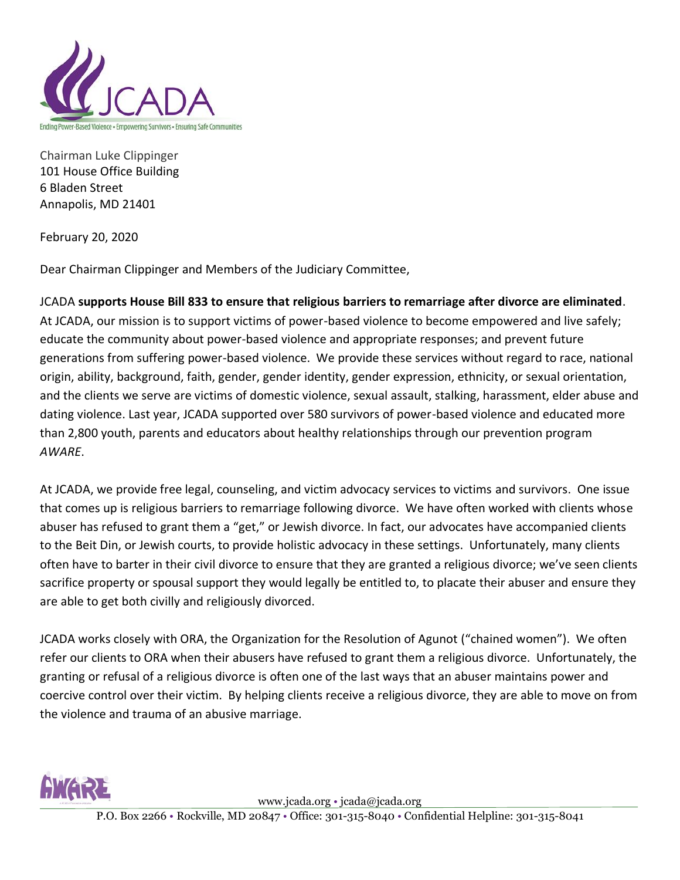JCADA

Ending Power-Based Violence • Empowering Survivors • Ensuring Safe Communities

Chairman Luke Clippinger
101 House Office Building
6 Bladen Street
Annapolis, MD 21401

February 20, 2020

Dear Chairman Clippinger and Members of the Judiciary Committee,

JCADA **supports House Bill 833 to ensure that religious barriers to remarriage after divorce are eliminated**. At JCADA, our mission is to support victims of power-based violence to become empowered and live safely; educate the community about power-based violence and appropriate responses; and prevent future generations from suffering power-based violence. We provide these services without regard to race, national origin, ability, background, faith, gender, gender identity, gender expression, ethnicity, or sexual orientation, and the clients we serve are victims of domestic violence, sexual assault, stalking, harassment, elder abuse and dating violence. Last year, JCADA supported over 580 survivors of power-based violence and educated more than 2,800 youth, parents and educators about healthy relationships through our prevention program *AWARE*.

At JCADA, we provide free legal, counseling, and victim advocacy services to victims and survivors. One issue that comes up is religious barriers to remarriage following divorce. We have often worked with clients whose abuser has refused to grant them a "get," or Jewish divorce. In fact, our advocates have accompanied clients to the Beit Din, or Jewish courts, to provide holistic advocacy in these settings. Unfortunately, many clients often have to barter in their civil divorce to ensure that they are granted a religious divorce; we've seen clients sacrifice property or spousal support they would legally be entitled to, to placate their abuser and ensure they are able to get both civilly and religiously divorced.

JCADA works closely with ORA, the Organization for the Resolution of Agunot ("chained women"). We often refer our clients to ORA when their abusers have refused to grant them a religious divorce. Unfortunately, the granting or refusal of a religious divorce is often one of the last ways that an abuser maintains power and coercive control over their victim. By helping clients receive a religious divorce, they are able to move on from the violence and trauma of an abusive marriage.

AWARE

www.jcada.org • jcada@jcada.org
P.O. Box 2266 • Rockville, MD 20847 • Office: 301-315-8040 • Confidential Helpline: 301-315-8041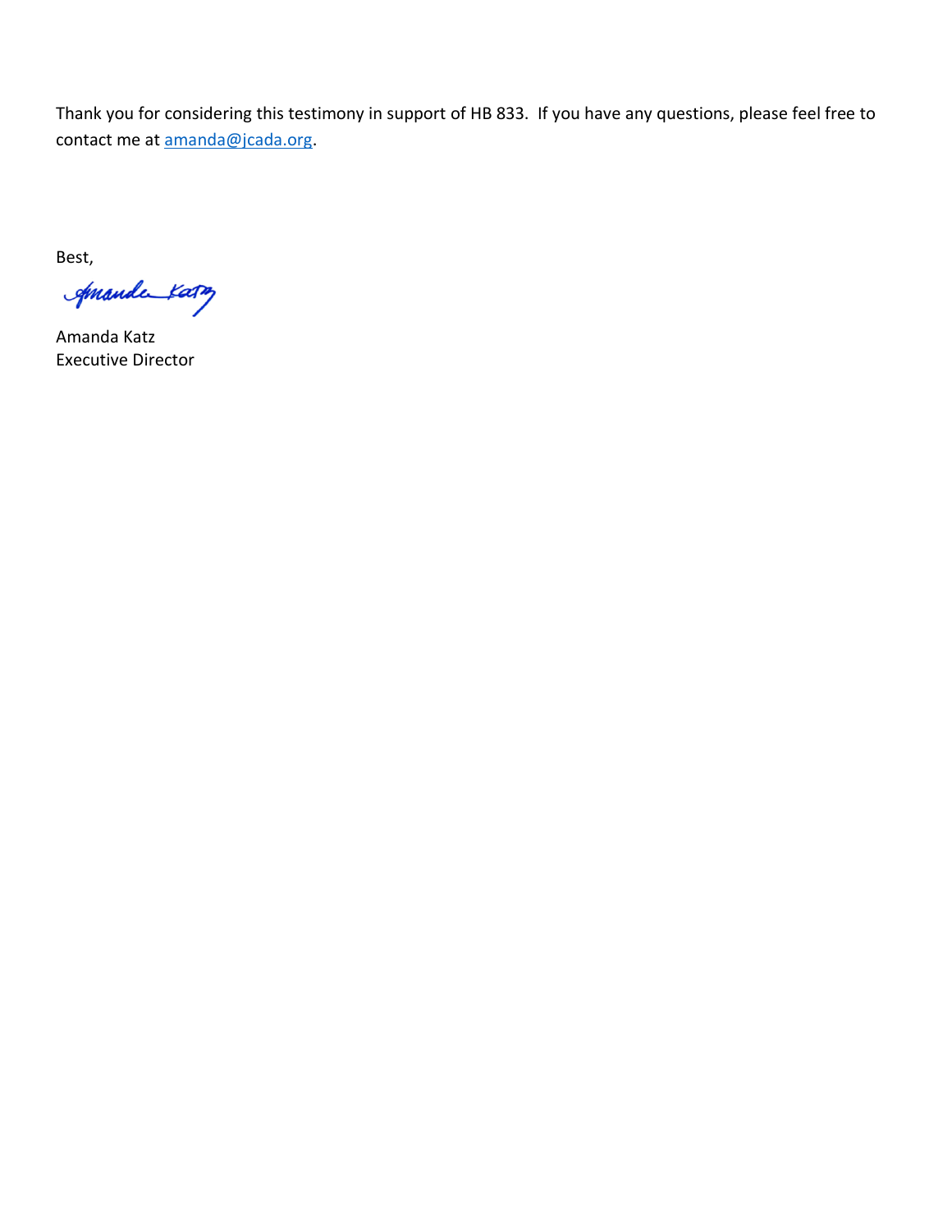Thank you for considering this testimony in support of HB 833. If you have any questions, please feel free to contact me at amanda@jcada.org.

Best,

Amanda Katz
Executive Director